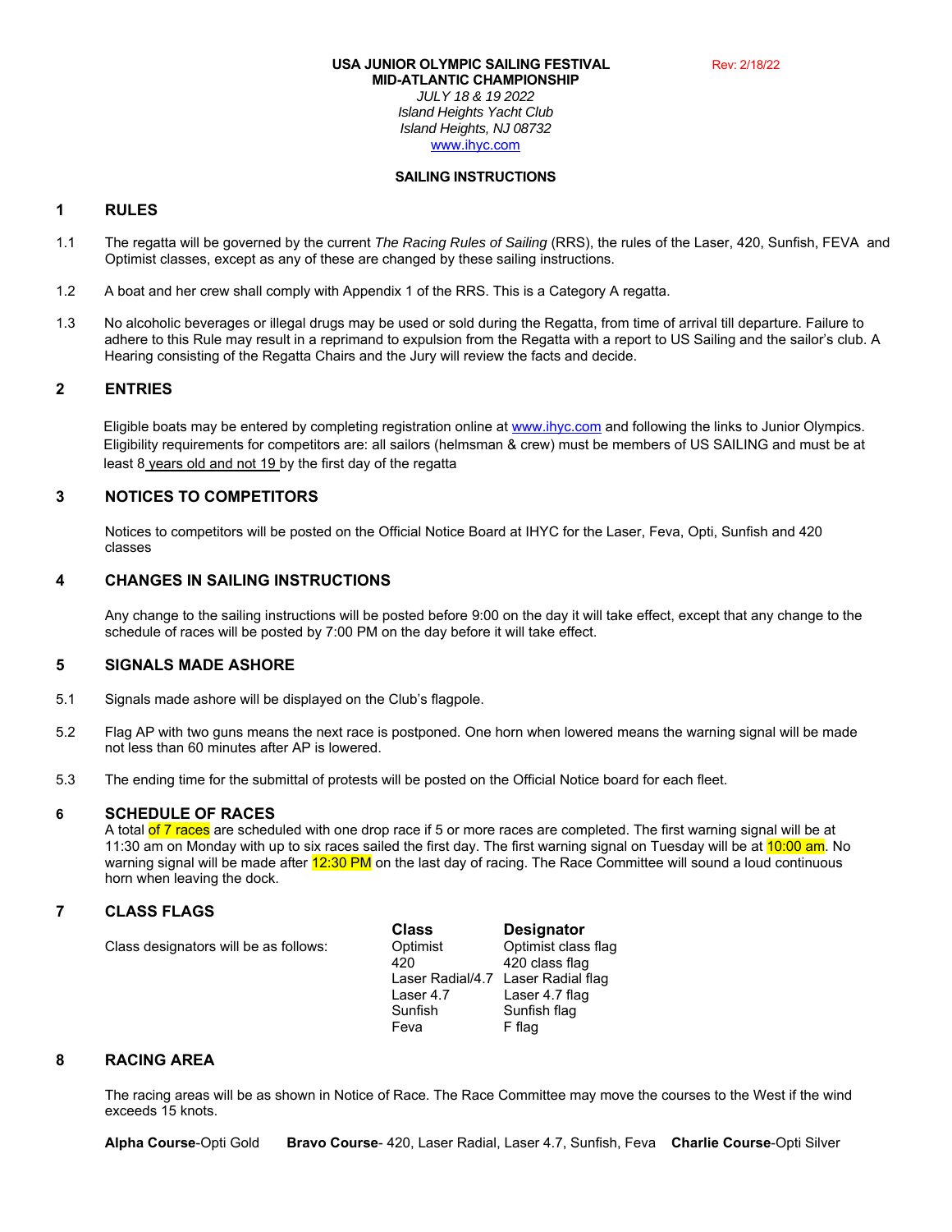**USA JUNIOR OLYMPIC SAILING FESTIVAL**
**MID-ATLANTIC CHAMPIONSHIP**
*JULY 18 & 19 2022*
*Island Heights Yacht Club*
*Island Heights, NJ 08732*
www.ihyc.com

Rev: 2/18/22

**SAILING INSTRUCTIONS**

## 1 RULES

1.1 The regatta will be governed by the current *The Racing Rules of Sailing* (RRS), the rules of the Laser, 420, Sunfish, FEVA and Optimist classes, except as any of these are changed by these sailing instructions.

1.2 A boat and her crew shall comply with Appendix 1 of the RRS. This is a Category A regatta.

1.3 No alcoholic beverages or illegal drugs may be used or sold during the Regatta, from time of arrival till departure. Failure to adhere to this Rule may result in a reprimand to expulsion from the Regatta with a report to US Sailing and the sailor's club. A Hearing consisting of the Regatta Chairs and the Jury will review the facts and decide.

## 2 ENTRIES

Eligible boats may be entered by completing registration online at www.ihyc.com and following the links to Junior Olympics. Eligibility requirements for competitors are: all sailors (helmsman & crew) must be members of US SAILING and must be at least 8 years old and not 19 by the first day of the regatta

## 3 NOTICES TO COMPETITORS

Notices to competitors will be posted on the Official Notice Board at IHYC for the Laser, Feva, Opti, Sunfish and 420 classes

## 4 CHANGES IN SAILING INSTRUCTIONS

Any change to the sailing instructions will be posted before 9:00 on the day it will take effect, except that any change to the schedule of races will be posted by 7:00 PM on the day before it will take effect.

## 5 SIGNALS MADE ASHORE

5.1 Signals made ashore will be displayed on the Club's flagpole.

5.2 Flag AP with two guns means the next race is postponed. One horn when lowered means the warning signal will be made not less than 60 minutes after AP is lowered.

5.3 The ending time for the submittal of protests will be posted on the Official Notice board for each fleet.

## 6 SCHEDULE OF RACES

A total of 7 races are scheduled with one drop race if 5 or more races are completed. The first warning signal will be at 11:30 am on Monday with up to six races sailed the first day. The first warning signal on Tuesday will be at 10:00 am. No warning signal will be made after 12:30 PM on the last day of racing. The Race Committee will sound a loud continuous horn when leaving the dock.

## 7 CLASS FLAGS

Class designators will be as follows:

| Class | Designator |
|---|---|
| Optimist | Optimist class flag |
| 420 | 420 class flag |
| Laser Radial/4.7 | Laser Radial flag |
| Laser 4.7 | Laser 4.7 flag |
| Sunfish | Sunfish flag |
| Feva | F flag |

## 8 RACING AREA

The racing areas will be as shown in Notice of Race. The Race Committee may move the courses to the West if the wind exceeds 15 knots.

**Alpha Course**-Opti Gold **Bravo Course**- 420, Laser Radial, Laser 4.7, Sunfish, Feva **Charlie Course**-Opti Silver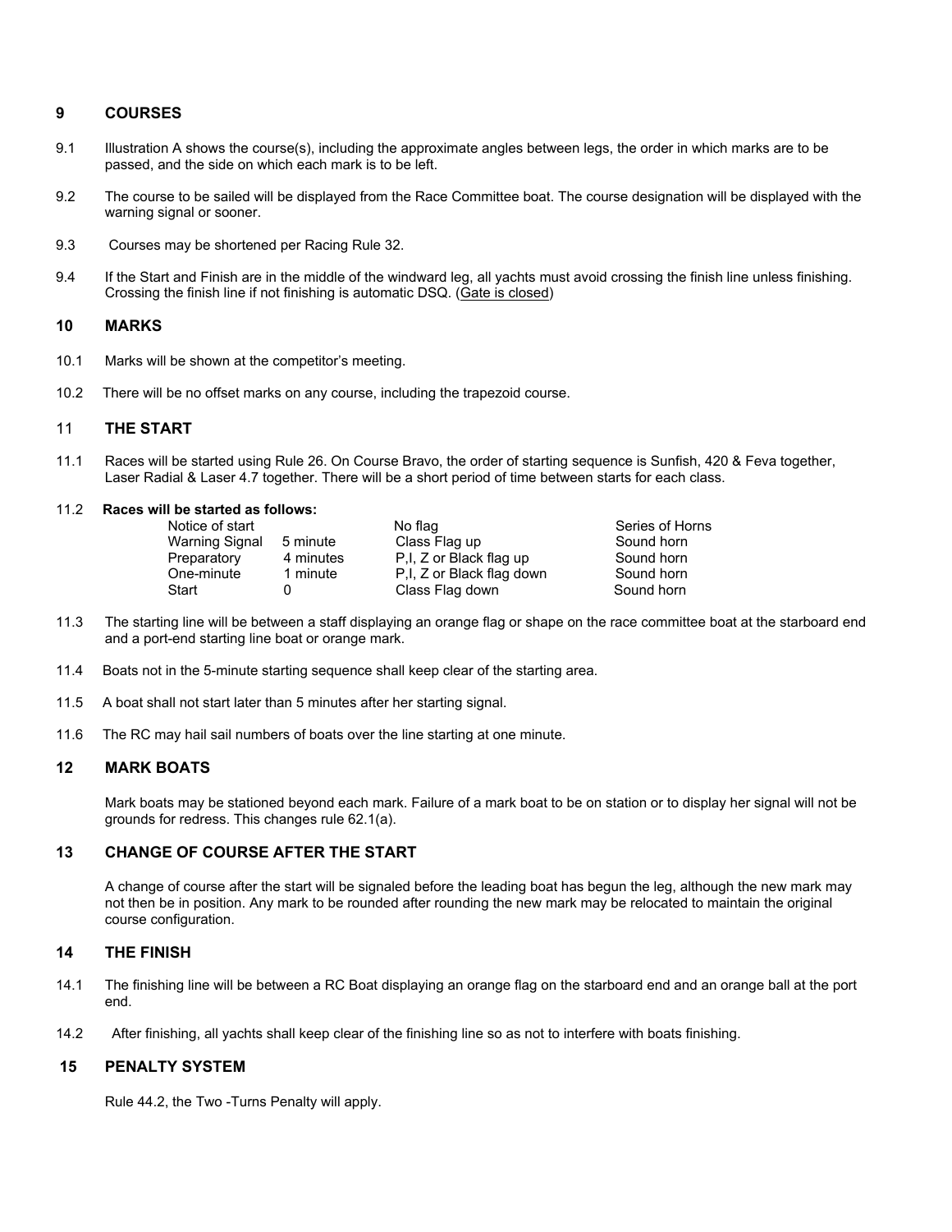## 9 COURSES

9.1 Illustration A shows the course(s), including the approximate angles between legs, the order in which marks are to be passed, and the side on which each mark is to be left.

9.2 The course to be sailed will be displayed from the Race Committee boat. The course designation will be displayed with the warning signal or sooner.

9.3 Courses may be shortened per Racing Rule 32.

9.4 If the Start and Finish are in the middle of the windward leg, all yachts must avoid crossing the finish line unless finishing. Crossing the finish line if not finishing is automatic DSQ. (Gate is closed)

## 10 MARKS

10.1 Marks will be shown at the competitor's meeting.

10.2 There will be no offset marks on any course, including the trapezoid course.

## 11 THE START

11.1 Races will be started using Rule 26. On Course Bravo, the order of starting sequence is Sunfish, 420 & Feva together, Laser Radial & Laser 4.7 together. There will be a short period of time between starts for each class.

11.2 **Races will be started as follows:**

| | | | |
|---|---|---|---|
| Notice of start | | No flag | Series of Horns |
| Warning Signal | 5 minute | Class Flag up | Sound horn |
| Preparatory | 4 minutes | P,I, Z or Black flag up | Sound horn |
| One-minute | 1 minute | P,I, Z or Black flag down | Sound horn |
| Start | 0 | Class Flag down | Sound horn |

11.3 The starting line will be between a staff displaying an orange flag or shape on the race committee boat at the starboard end and a port-end starting line boat or orange mark.

11.4 Boats not in the 5-minute starting sequence shall keep clear of the starting area.

11.5 A boat shall not start later than 5 minutes after her starting signal.

11.6 The RC may hail sail numbers of boats over the line starting at one minute.

## 12 MARK BOATS

Mark boats may be stationed beyond each mark. Failure of a mark boat to be on station or to display her signal will not be grounds for redress. This changes rule 62.1(a).

## 13 CHANGE OF COURSE AFTER THE START

A change of course after the start will be signaled before the leading boat has begun the leg, although the new mark may not then be in position. Any mark to be rounded after rounding the new mark may be relocated to maintain the original course configuration.

## 14 THE FINISH

14.1 The finishing line will be between a RC Boat displaying an orange flag on the starboard end and an orange ball at the port end.

14.2 After finishing, all yachts shall keep clear of the finishing line so as not to interfere with boats finishing.

## 15 PENALTY SYSTEM

Rule 44.2, the Two -Turns Penalty will apply.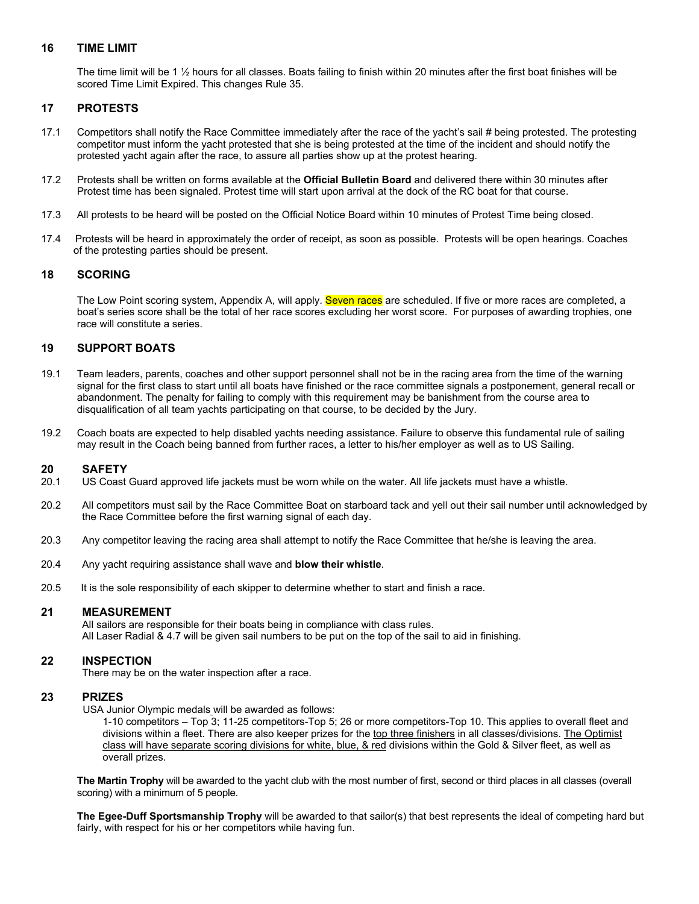## 16 TIME LIMIT

The time limit will be 1 ½ hours for all classes. Boats failing to finish within 20 minutes after the first boat finishes will be scored Time Limit Expired. This changes Rule 35.

## 17 PROTESTS

17.1 Competitors shall notify the Race Committee immediately after the race of the yacht's sail # being protested. The protesting competitor must inform the yacht protested that she is being protested at the time of the incident and should notify the protested yacht again after the race, to assure all parties show up at the protest hearing.

17.2 Protests shall be written on forms available at the **Official Bulletin Board** and delivered there within 30 minutes after Protest time has been signaled. Protest time will start upon arrival at the dock of the RC boat for that course.

17.3 All protests to be heard will be posted on the Official Notice Board within 10 minutes of Protest Time being closed.

17.4 Protests will be heard in approximately the order of receipt, as soon as possible. Protests will be open hearings. Coaches of the protesting parties should be present.

## 18 SCORING

The Low Point scoring system, Appendix A, will apply. Seven races are scheduled. If five or more races are completed, a boat's series score shall be the total of her race scores excluding her worst score. For purposes of awarding trophies, one race will constitute a series.

## 19 SUPPORT BOATS

19.1 Team leaders, parents, coaches and other support personnel shall not be in the racing area from the time of the warning signal for the first class to start until all boats have finished or the race committee signals a postponement, general recall or abandonment. The penalty for failing to comply with this requirement may be banishment from the course area to disqualification of all team yachts participating on that course, to be decided by the Jury.

19.2 Coach boats are expected to help disabled yachts needing assistance. Failure to observe this fundamental rule of sailing may result in the Coach being banned from further races, a letter to his/her employer as well as to US Sailing.

## 20 SAFETY

20.1 US Coast Guard approved life jackets must be worn while on the water. All life jackets must have a whistle.

20.2 All competitors must sail by the Race Committee Boat on starboard tack and yell out their sail number until acknowledged by the Race Committee before the first warning signal of each day.

20.3 Any competitor leaving the racing area shall attempt to notify the Race Committee that he/she is leaving the area.

20.4 Any yacht requiring assistance shall wave and **blow their whistle**.

20.5 It is the sole responsibility of each skipper to determine whether to start and finish a race.

## 21 MEASUREMENT

All sailors are responsible for their boats being in compliance with class rules.
All Laser Radial & 4.7 will be given sail numbers to be put on the top of the sail to aid in finishing.

## 22 INSPECTION

There may be on the water inspection after a race.

## 23 PRIZES

USA Junior Olympic medals will be awarded as follows:

1-10 competitors – Top 3; 11-25 competitors-Top 5; 26 or more competitors-Top 10. This applies to overall fleet and divisions within a fleet. There are also keeper prizes for the top three finishers in all classes/divisions. The Optimist class will have separate scoring divisions for white, blue, & red divisions within the Gold & Silver fleet, as well as overall prizes.

**The Martin Trophy** will be awarded to the yacht club with the most number of first, second or third places in all classes (overall scoring) with a minimum of 5 people.

**The Egee-Duff Sportsmanship Trophy** will be awarded to that sailor(s) that best represents the ideal of competing hard but fairly, with respect for his or her competitors while having fun.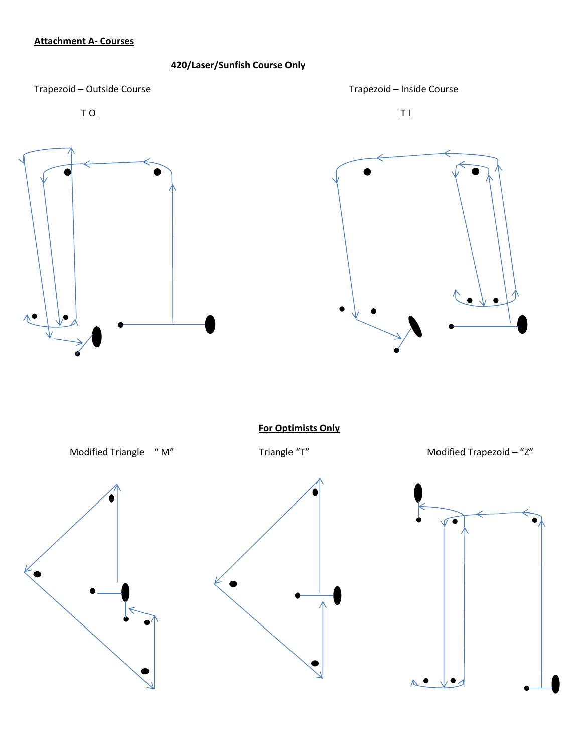**Attachment A- Courses**

**420/Laser/Sunfish Course Only**

Trapezoid – Outside Course

T O

Trapezoid – Inside Course

T I

**For Optimists Only**

Modified Triangle “ M”

Triangle “T”

Modified Trapezoid – “Z”